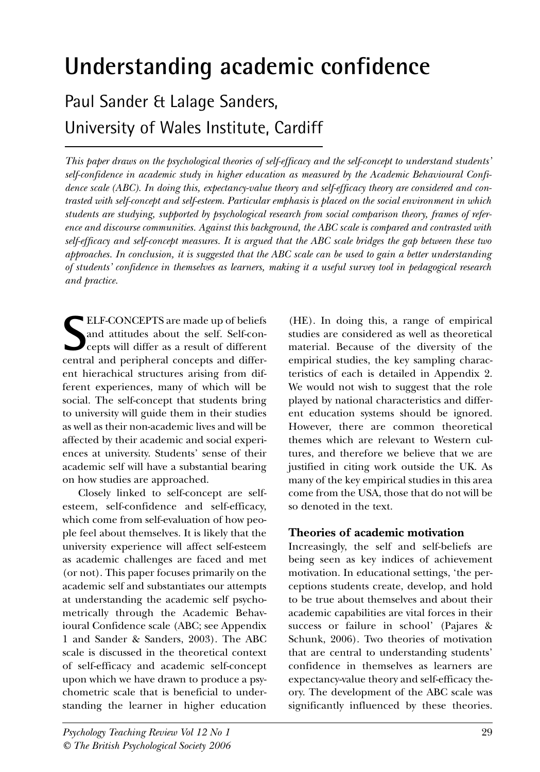# Understanding academic confidence

## Paul Sander & Lalage Sanders, University of Wales Institute, Cardiff

*This paper draws on the psychological theories of self-efficacy and the self-concept to understand students' self-confidence in academic study in higher education as measured by the Academic Behavioural Confidence scale (ABC). In doing this, expectancy-value theory and self-efficacy theory are considered and contrasted with self-concept and self-esteem. Particular emphasis is placed on the social environment in which students are studying, supported by psychological research from social comparison theory, frames of reference and discourse communities. Against this background, the ABC scale is compared and contrasted with self-efficacy and self-concept measures. It is argued that the ABC scale bridges the gap between these two approaches. In conclusion, it is suggested that the ABC scale can be used to gain a better understanding of students' confidence in themselves as learners, making it a useful survey tool in pedagogical research and practice.*

SELF-CONCEPTS are made up of beliefs and attitudes about the self. Self-concepts will differ as a result of different central and peripheral concepts and different hierachical structures arising from different experiences, many of which will be social. The self-concept that students bring to university will guide them in their studies as well as their non-academic lives and will be affected by their academic and social experiences at university. Students' sense of their academic self will have a substantial bearing on how studies are approached.

Closely linked to self-concept are self-esteem, self-confidence and self-efficacy, which come from self-evaluation of how people feel about themselves. It is likely that the university experience will affect self-esteem as academic challenges are faced and met (or not). This paper focuses primarily on the academic self and substantiates our attempts at understanding the academic self psychometrically through the Academic Behavioural Confidence scale (ABC; see Appendix 1 and Sander & Sanders, 2003). The ABC scale is discussed in the theoretical context of self-efficacy and academic self-concept upon which we have drawn to produce a psychometric scale that is beneficial to understanding the learner in higher education (HE). In doing this, a range of empirical studies are considered as well as theoretical material. Because of the diversity of the empirical studies, the key sampling characteristics of each is detailed in Appendix 2. We would not wish to suggest that the role played by national characteristics and different education systems should be ignored. However, there are common theoretical themes which are relevant to Western cultures, and therefore we believe that we are justified in citing work outside the UK. As many of the key empirical studies in this area come from the USA, those that do not will be so denoted in the text.

### Theories of academic motivation

Increasingly, the self and self-beliefs are being seen as key indices of achievement motivation. In educational settings, 'the perceptions students create, develop, and hold to be true about themselves and about their academic capabilities are vital forces in their success or failure in school' (Pajares & Schunk, 2006). Two theories of motivation that are central to understanding students' confidence in themselves as learners are expectancy-value theory and self-efficacy theory. The development of the ABC scale was significantly influenced by these theories.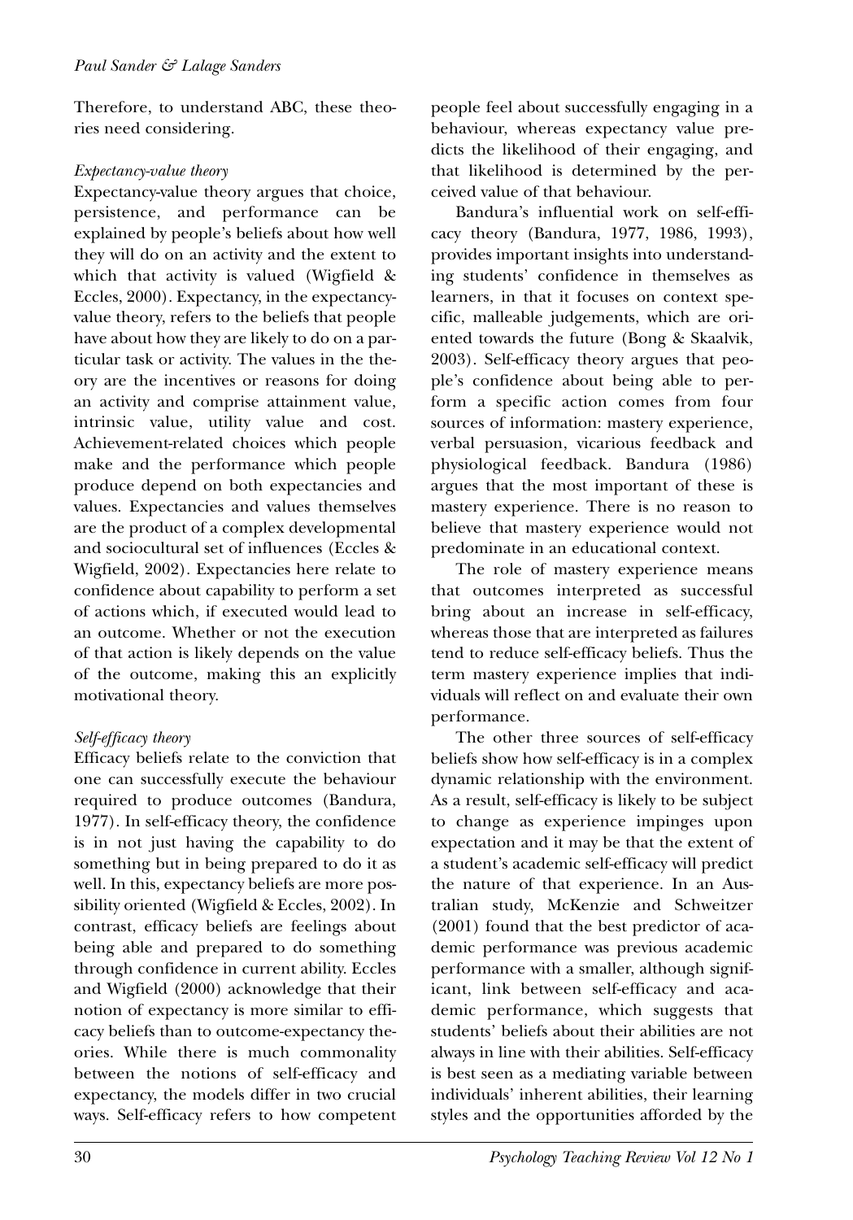Therefore, to understand ABC, these theories need considering.

### *Expectancy-value theory*

Expectancy-value theory argues that choice, persistence, and performance can be explained by people's beliefs about how well they will do on an activity and the extent to which that activity is valued (Wigfield & Eccles, 2000). Expectancy, in the expectancy-value theory, refers to the beliefs that people have about how they are likely to do on a particular task or activity. The values in the theory are the incentives or reasons for doing an activity and comprise attainment value, intrinsic value, utility value and cost. Achievement-related choices which people make and the performance which people produce depend on both expectancies and values. Expectancies and values themselves are the product of a complex developmental and sociocultural set of influences (Eccles & Wigfield, 2002). Expectancies here relate to confidence about capability to perform a set of actions which, if executed would lead to an outcome. Whether or not the execution of that action is likely depends on the value of the outcome, making this an explicitly motivational theory.

### *Self-efficacy theory*

Efficacy beliefs relate to the conviction that one can successfully execute the behaviour required to produce outcomes (Bandura, 1977). In self-efficacy theory, the confidence is in not just having the capability to do something but in being prepared to do it as well. In this, expectancy beliefs are more possibility oriented (Wigfield & Eccles, 2002). In contrast, efficacy beliefs are feelings about being able and prepared to do something through confidence in current ability. Eccles and Wigfield (2000) acknowledge that their notion of expectancy is more similar to efficacy beliefs than to outcome-expectancy theories. While there is much commonality between the notions of self-efficacy and expectancy, the models differ in two crucial ways. Self-efficacy refers to how competent people feel about successfully engaging in a behaviour, whereas expectancy value predicts the likelihood of their engaging, and that likelihood is determined by the perceived value of that behaviour.

Bandura's influential work on self-efficacy theory (Bandura, 1977, 1986, 1993), provides important insights into understanding students' confidence in themselves as learners, in that it focuses on context specific, malleable judgements, which are oriented towards the future (Bong & Skaalvik, 2003). Self-efficacy theory argues that people's confidence about being able to perform a specific action comes from four sources of information: mastery experience, verbal persuasion, vicarious feedback and physiological feedback. Bandura (1986) argues that the most important of these is mastery experience. There is no reason to believe that mastery experience would not predominate in an educational context.

The role of mastery experience means that outcomes interpreted as successful bring about an increase in self-efficacy, whereas those that are interpreted as failures tend to reduce self-efficacy beliefs. Thus the term mastery experience implies that individuals will reflect on and evaluate their own performance.

The other three sources of self-efficacy beliefs show how self-efficacy is in a complex dynamic relationship with the environment. As a result, self-efficacy is likely to be subject to change as experience impinges upon expectation and it may be that the extent of a student's academic self-efficacy will predict the nature of that experience. In an Australian study, McKenzie and Schweitzer (2001) found that the best predictor of academic performance was previous academic performance with a smaller, although significant, link between self-efficacy and academic performance, which suggests that students' beliefs about their abilities are not always in line with their abilities. Self-efficacy is best seen as a mediating variable between individuals' inherent abilities, their learning styles and the opportunities afforded by the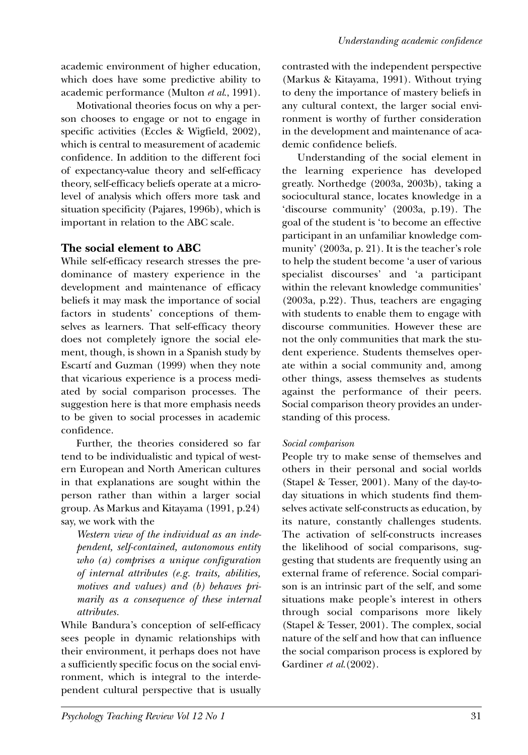academic environment of higher education, which does have some predictive ability to academic performance (Multon *et al.*, 1991).

Motivational theories focus on why a person chooses to engage or not to engage in specific activities (Eccles & Wigfield, 2002), which is central to measurement of academic confidence. In addition to the different foci of expectancy-value theory and self-efficacy theory, self-efficacy beliefs operate at a micro-level of analysis which offers more task and situation specificity (Pajares, 1996b), which is important in relation to the ABC scale.

## The social element to ABC

While self-efficacy research stresses the predominance of mastery experience in the development and maintenance of efficacy beliefs it may mask the importance of social factors in students' conceptions of themselves as learners. That self-efficacy theory does not completely ignore the social element, though, is shown in a Spanish study by Escartí and Guzman (1999) when they note that vicarious experience is a process mediated by social comparison processes. The suggestion here is that more emphasis needs to be given to social processes in academic confidence.

Further, the theories considered so far tend to be individualistic and typical of western European and North American cultures in that explanations are sought within the person rather than within a larger social group. As Markus and Kitayama (1991, p.24) say, we work with the

> *Western view of the individual as an independent, self-contained, autonomous entity who (a) comprises a unique configuration of internal attributes (e.g. traits, abilities, motives and values) and (b) behaves primarily as a consequence of these internal attributes.*

While Bandura's conception of self-efficacy sees people in dynamic relationships with their environment, it perhaps does not have a sufficiently specific focus on the social environment, which is integral to the interdependent cultural perspective that is usually contrasted with the independent perspective (Markus & Kitayama, 1991). Without trying to deny the importance of mastery beliefs in any cultural context, the larger social environment is worthy of further consideration in the development and maintenance of academic confidence beliefs.

Understanding of the social element in the learning experience has developed greatly. Northedge (2003a, 2003b), taking a sociocultural stance, locates knowledge in a 'discourse community' (2003a, p.19). The goal of the student is 'to become an effective participant in an unfamiliar knowledge community' (2003a, p. 21). It is the teacher's role to help the student become 'a user of various specialist discourses' and 'a participant within the relevant knowledge communities' (2003a, p.22). Thus, teachers are engaging with students to enable them to engage with discourse communities. However these are not the only communities that mark the student experience. Students themselves operate within a social community and, among other things, assess themselves as students against the performance of their peers. Social comparison theory provides an understanding of this process.

### *Social comparison*

People try to make sense of themselves and others in their personal and social worlds (Stapel & Tesser, 2001). Many of the day-to-day situations in which students find themselves activate self-constructs as education, by its nature, constantly challenges students. The activation of self-constructs increases the likelihood of social comparisons, suggesting that students are frequently using an external frame of reference. Social comparison is an intrinsic part of the self, and some situations make people's interest in others through social comparisons more likely (Stapel & Tesser, 2001). The complex, social nature of the self and how that can influence the social comparison process is explored by Gardiner *et al.*(2002).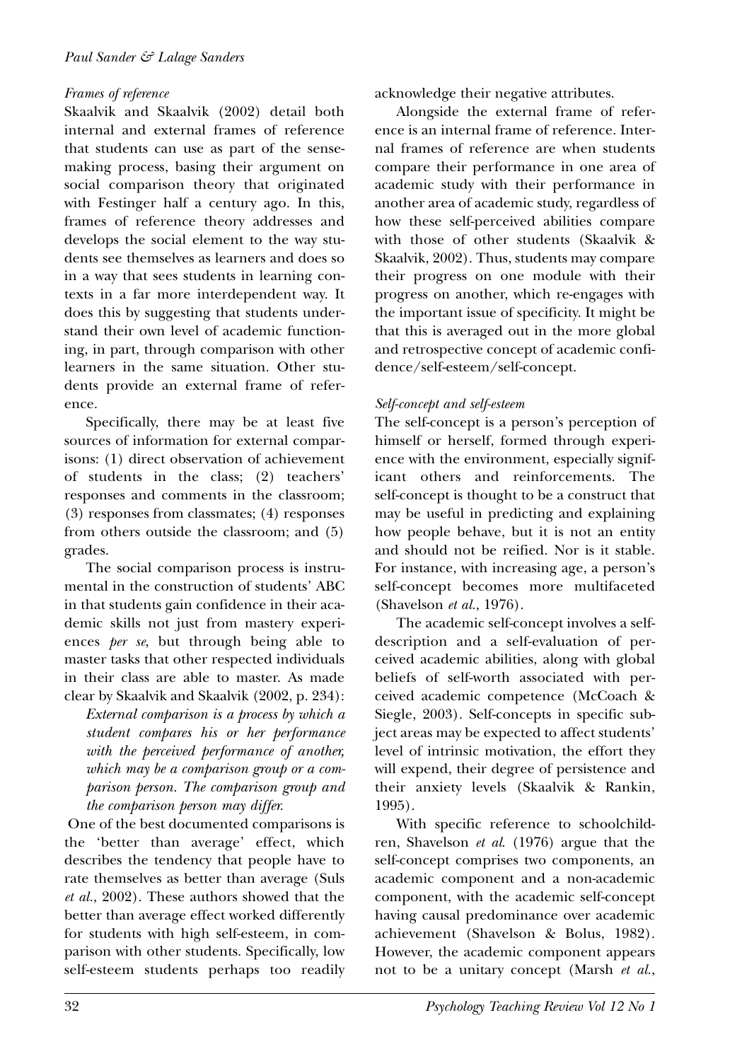*Frames of reference*

Skaalvik and Skaalvik (2002) detail both internal and external frames of reference that students can use as part of the sense-making process, basing their argument on social comparison theory that originated with Festinger half a century ago. In this, frames of reference theory addresses and develops the social element to the way students see themselves as learners and does so in a way that sees students in learning contexts in a far more interdependent way. It does this by suggesting that students understand their own level of academic functioning, in part, through comparison with other learners in the same situation. Other students provide an external frame of reference.

Specifically, there may be at least five sources of information for external comparisons: (1) direct observation of achievement of students in the class; (2) teachers' responses and comments in the classroom; (3) responses from classmates; (4) responses from others outside the classroom; and (5) grades.

The social comparison process is instrumental in the construction of students' ABC in that students gain confidence in their academic skills not just from mastery experiences *per se*, but through being able to master tasks that other respected individuals in their class are able to master. As made clear by Skaalvik and Skaalvik (2002, p. 234):

> *External comparison is a process by which a student compares his or her performance with the perceived performance of another, which may be a comparison group or a comparison person. The comparison group and the comparison person may differ.*

One of the best documented comparisons is the 'better than average' effect, which describes the tendency that people have to rate themselves as better than average (Suls *et al.*, 2002). These authors showed that the better than average effect worked differently for students with high self-esteem, in comparison with other students. Specifically, low self-esteem students perhaps too readily acknowledge their negative attributes.

Alongside the external frame of reference is an internal frame of reference. Internal frames of reference are when students compare their performance in one area of academic study with their performance in another area of academic study, regardless of how these self-perceived abilities compare with those of other students (Skaalvik & Skaalvik, 2002). Thus, students may compare their progress on one module with their progress on another, which re-engages with the important issue of specificity. It might be that this is averaged out in the more global and retrospective concept of academic confidence/self-esteem/self-concept.

*Self-concept and self-esteem*

The self-concept is a person's perception of himself or herself, formed through experience with the environment, especially significant others and reinforcements. The self-concept is thought to be a construct that may be useful in predicting and explaining how people behave, but it is not an entity and should not be reified. Nor is it stable. For instance, with increasing age, a person's self-concept becomes more multifaceted (Shavelson *et al.*, 1976).

The academic self-concept involves a self-description and a self-evaluation of perceived academic abilities, along with global beliefs of self-worth associated with perceived academic competence (McCoach & Siegle, 2003). Self-concepts in specific subject areas may be expected to affect students' level of intrinsic motivation, the effort they will expend, their degree of persistence and their anxiety levels (Skaalvik & Rankin, 1995).

With specific reference to schoolchildren, Shavelson *et al.* (1976) argue that the self-concept comprises two components, an academic component and a non-academic component, with the academic self-concept having causal predominance over academic achievement (Shavelson & Bolus, 1982). However, the academic component appears not to be a unitary concept (Marsh *et al.*,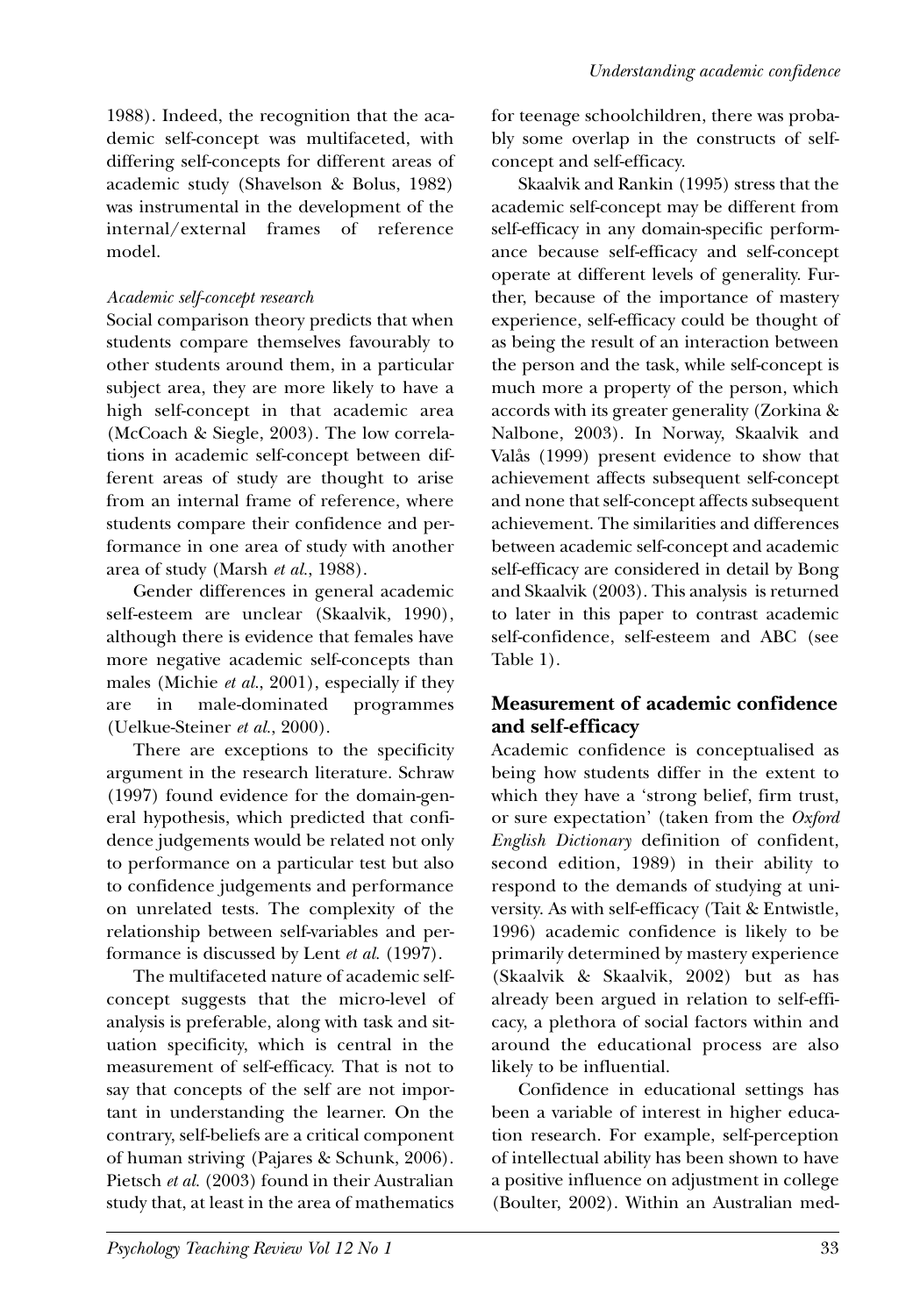1988). Indeed, the recognition that the academic self-concept was multifaceted, with differing self-concepts for different areas of academic study (Shavelson & Bolus, 1982) was instrumental in the development of the internal/external frames of reference model.

*Academic self-concept research*

Social comparison theory predicts that when students compare themselves favourably to other students around them, in a particular subject area, they are more likely to have a high self-concept in that academic area (McCoach & Siegle, 2003). The low correlations in academic self-concept between different areas of study are thought to arise from an internal frame of reference, where students compare their confidence and performance in one area of study with another area of study (Marsh *et al.*, 1988).

Gender differences in general academic self-esteem are unclear (Skaalvik, 1990), although there is evidence that females have more negative academic self-concepts than males (Michie *et al.*, 2001), especially if they are in male-dominated programmes (Uelkue-Steiner *et al.*, 2000).

There are exceptions to the specificity argument in the research literature. Schraw (1997) found evidence for the domain-general hypothesis, which predicted that confidence judgements would be related not only to performance on a particular test but also to confidence judgements and performance on unrelated tests. The complexity of the relationship between self-variables and performance is discussed by Lent *et al.* (1997).

The multifaceted nature of academic self-concept suggests that the micro-level of analysis is preferable, along with task and situation specificity, which is central in the measurement of self-efficacy. That is not to say that concepts of the self are not important in understanding the learner. On the contrary, self-beliefs are a critical component of human striving (Pajares & Schunk, 2006). Pietsch *et al.* (2003) found in their Australian study that, at least in the area of mathematics for teenage schoolchildren, there was probably some overlap in the constructs of self-concept and self-efficacy.

Skaalvik and Rankin (1995) stress that the academic self-concept may be different from self-efficacy in any domain-specific performance because self-efficacy and self-concept operate at different levels of generality. Further, because of the importance of mastery experience, self-efficacy could be thought of as being the result of an interaction between the person and the task, while self-concept is much more a property of the person, which accords with its greater generality (Zorkina & Nalbone, 2003). In Norway, Skaalvik and Valås (1999) present evidence to show that achievement affects subsequent self-concept and none that self-concept affects subsequent achievement. The similarities and differences between academic self-concept and academic self-efficacy are considered in detail by Bong and Skaalvik (2003). This analysis is returned to later in this paper to contrast academic self-confidence, self-esteem and ABC (see Table 1).

## Measurement of academic confidence and self-efficacy

Academic confidence is conceptualised as being how students differ in the extent to which they have a 'strong belief, firm trust, or sure expectation' (taken from the *Oxford English Dictionary* definition of confident, second edition, 1989) in their ability to respond to the demands of studying at university. As with self-efficacy (Tait & Entwistle, 1996) academic confidence is likely to be primarily determined by mastery experience (Skaalvik & Skaalvik, 2002) but as has already been argued in relation to self-efficacy, a plethora of social factors within and around the educational process are also likely to be influential.

Confidence in educational settings has been a variable of interest in higher education research. For example, self-perception of intellectual ability has been shown to have a positive influence on adjustment in college (Boulter, 2002). Within an Australian med-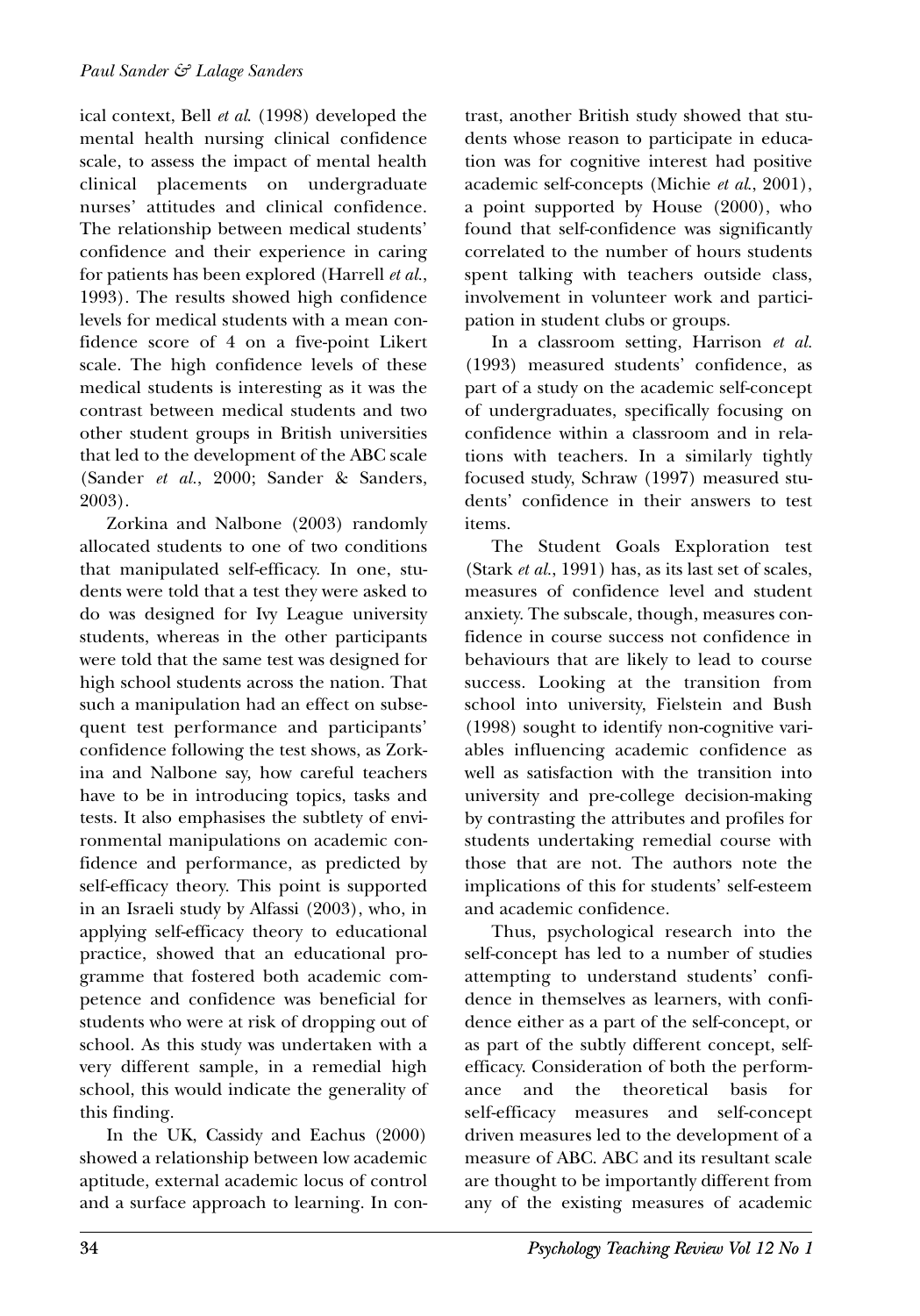ical context, Bell *et al.* (1998) developed the mental health nursing clinical confidence scale, to assess the impact of mental health clinical placements on undergraduate nurses' attitudes and clinical confidence. The relationship between medical students' confidence and their experience in caring for patients has been explored (Harrell *et al.*, 1993). The results showed high confidence levels for medical students with a mean confidence score of 4 on a five-point Likert scale. The high confidence levels of these medical students is interesting as it was the contrast between medical students and two other student groups in British universities that led to the development of the ABC scale (Sander *et al.*, 2000; Sander & Sanders, 2003).

Zorkina and Nalbone (2003) randomly allocated students to one of two conditions that manipulated self-efficacy. In one, students were told that a test they were asked to do was designed for Ivy League university students, whereas in the other participants were told that the same test was designed for high school students across the nation. That such a manipulation had an effect on subsequent test performance and participants' confidence following the test shows, as Zorkina and Nalbone say, how careful teachers have to be in introducing topics, tasks and tests. It also emphasises the subtlety of environmental manipulations on academic confidence and performance, as predicted by self-efficacy theory. This point is supported in an Israeli study by Alfassi (2003), who, in applying self-efficacy theory to educational practice, showed that an educational programme that fostered both academic competence and confidence was beneficial for students who were at risk of dropping out of school. As this study was undertaken with a very different sample, in a remedial high school, this would indicate the generality of this finding.

In the UK, Cassidy and Eachus (2000) showed a relationship between low academic aptitude, external academic locus of control and a surface approach to learning. In contrast, another British study showed that students whose reason to participate in education was for cognitive interest had positive academic self-concepts (Michie *et al.*, 2001), a point supported by House (2000), who found that self-confidence was significantly correlated to the number of hours students spent talking with teachers outside class, involvement in volunteer work and participation in student clubs or groups.

In a classroom setting, Harrison *et al.* (1993) measured students' confidence, as part of a study on the academic self-concept of undergraduates, specifically focusing on confidence within a classroom and in relations with teachers. In a similarly tightly focused study, Schraw (1997) measured students' confidence in their answers to test items.

The Student Goals Exploration test (Stark *et al.*, 1991) has, as its last set of scales, measures of confidence level and student anxiety. The subscale, though, measures confidence in course success not confidence in behaviours that are likely to lead to course success. Looking at the transition from school into university, Fielstein and Bush (1998) sought to identify non-cognitive variables influencing academic confidence as well as satisfaction with the transition into university and pre-college decision-making by contrasting the attributes and profiles for students undertaking remedial course with those that are not. The authors note the implications of this for students' self-esteem and academic confidence.

Thus, psychological research into the self-concept has led to a number of studies attempting to understand students' confidence in themselves as learners, with confidence either as a part of the self-concept, or as part of the subtly different concept, self-efficacy. Consideration of both the performance and the theoretical basis for self-efficacy measures and self-concept driven measures led to the development of a measure of ABC. ABC and its resultant scale are thought to be importantly different from any of the existing measures of academic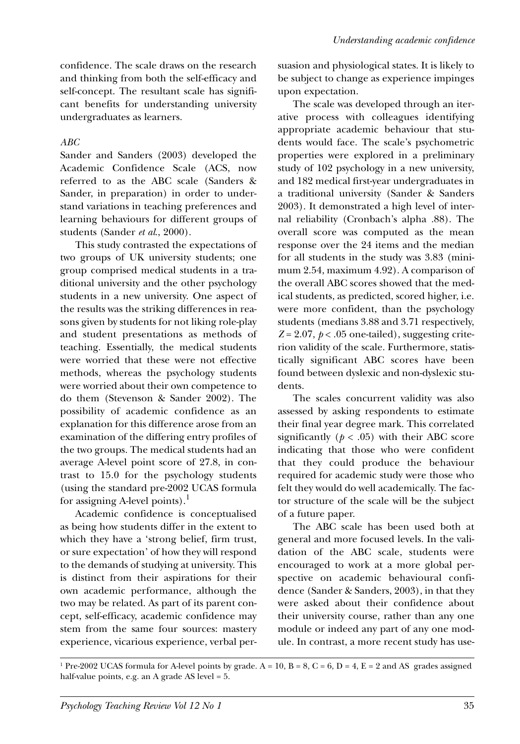confidence. The scale draws on the research and thinking from both the self-efficacy and self-concept. The resultant scale has significant benefits for understanding university undergraduates as learners.

### *ABC*

Sander and Sanders (2003) developed the Academic Confidence Scale (ACS, now referred to as the ABC scale (Sanders & Sander, in preparation) in order to understand variations in teaching preferences and learning behaviours for different groups of students (Sander *et al.*, 2000).

This study contrasted the expectations of two groups of UK university students; one group comprised medical students in a traditional university and the other psychology students in a new university. One aspect of the results was the striking differences in reasons given by students for not liking role-play and student presentations as methods of teaching. Essentially, the medical students were worried that these were not effective methods, whereas the psychology students were worried about their own competence to do them (Stevenson & Sander 2002). The possibility of academic confidence as an explanation for this difference arose from an examination of the differing entry profiles of the two groups. The medical students had an average A-level point score of 27.8, in contrast to 15.0 for the psychology students (using the standard pre-2002 UCAS formula for assigning A-level points).[1]

Academic confidence is conceptualised as being how students differ in the extent to which they have a 'strong belief, firm trust, or sure expectation' of how they will respond to the demands of studying at university. This is distinct from their aspirations for their own academic performance, although the two may be related. As part of its parent concept, self-efficacy, academic confidence may stem from the same four sources: mastery experience, vicarious experience, verbal persuasion and physiological states. It is likely to be subject to change as experience impinges upon expectation.

The scale was developed through an iterative process with colleagues identifying appropriate academic behaviour that students would face. The scale's psychometric properties were explored in a preliminary study of 102 psychology in a new university, and 182 medical first-year undergraduates in a traditional university (Sander & Sanders 2003). It demonstrated a high level of internal reliability (Cronbach's alpha .88). The overall score was computed as the mean response over the 24 items and the median for all students in the study was 3.83 (minimum 2.54, maximum 4.92). A comparison of the overall ABC scores showed that the medical students, as predicted, scored higher, i.e. were more confident, than the psychology students (medians 3.88 and 3.71 respectively, $Z = 2.07$, $p < .05$ one-tailed), suggesting criterion validity of the scale. Furthermore, statistically significant ABC scores have been found between dyslexic and non-dyslexic students.

The scales concurrent validity was also assessed by asking respondents to estimate their final year degree mark. This correlated significantly ($p < .05$) with their ABC score indicating that those who were confident that they could produce the behaviour required for academic study were those who felt they would do well academically. The factor structure of the scale will be the subject of a future paper.

The ABC scale has been used both at general and more focused levels. In the validation of the ABC scale, students were encouraged to work at a more global perspective on academic behavioural confidence (Sander & Sanders, 2003), in that they were asked about their confidence about their university course, rather than any one module or indeed any part of any one module. In contrast, a more recent study has use-

---

[1] Pre-2002 UCAS formula for A-level points by grade. A = 10, B = 8, C = 6, D = 4, E = 2 and AS grades assigned half-value points, e.g. an A grade AS level = 5.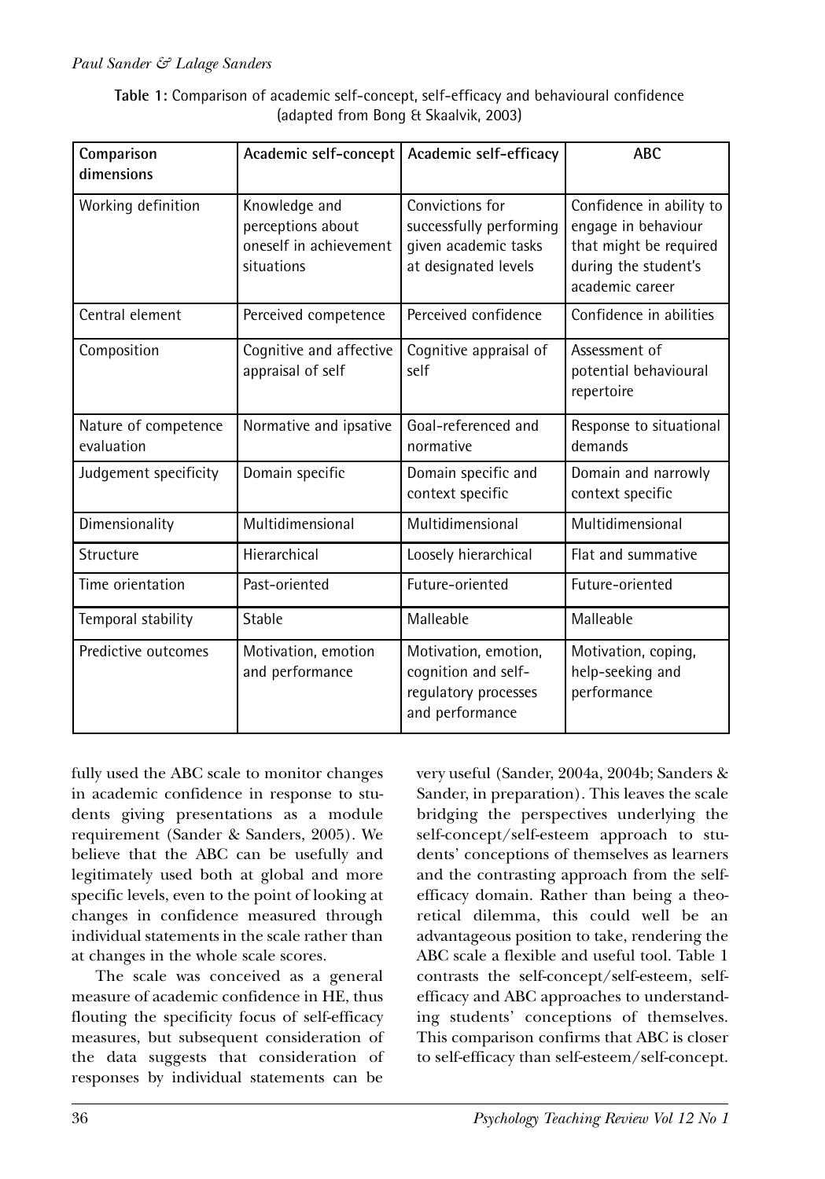**Table 1:** Comparison of academic self-concept, self-efficacy and behavioural confidence (adapted from Bong & Skaalvik, 2003)

| Comparison dimensions | Academic self-concept | Academic self-efficacy | ABC |
|---|---|---|---|
| Working definition | Knowledge and perceptions about oneself in achievement situations | Convictions for successfully performing given academic tasks at designated levels | Confidence in ability to engage in behaviour that might be required during the student's academic career |
| Central element | Perceived competence | Perceived confidence | Confidence in abilities |
| Composition | Cognitive and affective appraisal of self | Cognitive appraisal of self | Assessment of potential behavioural repertoire |
| Nature of competence evaluation | Normative and ipsative | Goal-referenced and normative | Response to situational demands |
| Judgement specificity | Domain specific | Domain specific and context specific | Domain and narrowly context specific |
| Dimensionality | Multidimensional | Multidimensional | Multidimensional |
| Structure | Hierarchical | Loosely hierarchical | Flat and summative |
| Time orientation | Past-oriented | Future-oriented | Future-oriented |
| Temporal stability | Stable | Malleable | Malleable |
| Predictive outcomes | Motivation, emotion and performance | Motivation, emotion, cognition and self-regulatory processes and performance | Motivation, coping, help-seeking and performance |

fully used the ABC scale to monitor changes in academic confidence in response to students giving presentations as a module requirement (Sander & Sanders, 2005). We believe that the ABC can be usefully and legitimately used both at global and more specific levels, even to the point of looking at changes in confidence measured through individual statements in the scale rather than at changes in the whole scale scores.

The scale was conceived as a general measure of academic confidence in HE, thus flouting the specificity focus of self-efficacy measures, but subsequent consideration of the data suggests that consideration of responses by individual statements can be very useful (Sander, 2004a, 2004b; Sanders & Sander, in preparation). This leaves the scale bridging the perspectives underlying the self-concept/self-esteem approach to students' conceptions of themselves as learners and the contrasting approach from the self-efficacy domain. Rather than being a theoretical dilemma, this could well be an advantageous position to take, rendering the ABC scale a flexible and useful tool. Table 1 contrasts the self-concept/self-esteem, self-efficacy and ABC approaches to understanding students' conceptions of themselves. This comparison confirms that ABC is closer to self-efficacy than self-esteem/self-concept.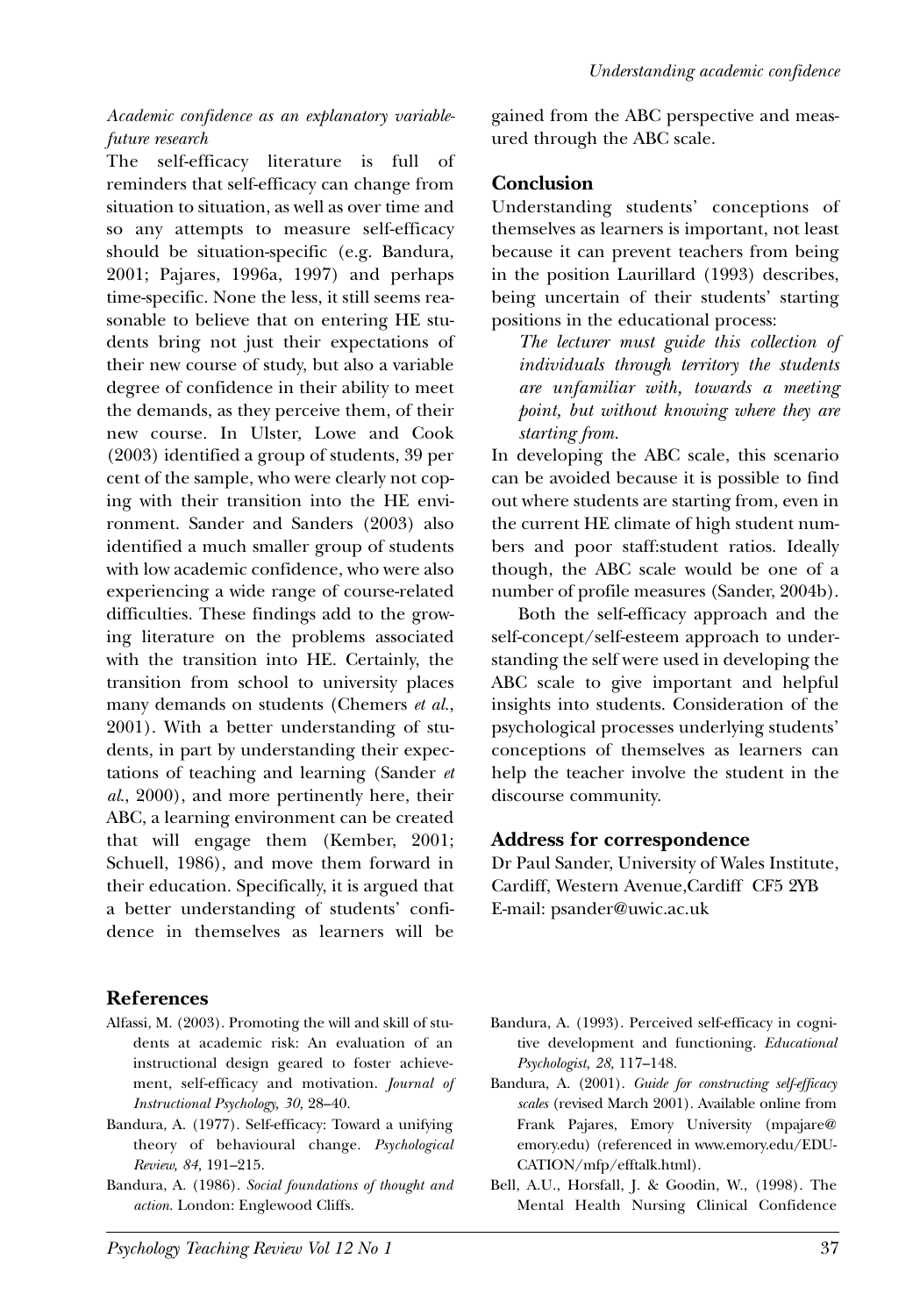*Academic confidence as an explanatory variable-future research*

The self-efficacy literature is full of reminders that self-efficacy can change from situation to situation, as well as over time and so any attempts to measure self-efficacy should be situation-specific (e.g. Bandura, 2001; Pajares, 1996a, 1997) and perhaps time-specific. None the less, it still seems reasonable to believe that on entering HE students bring not just their expectations of their new course of study, but also a variable degree of confidence in their ability to meet the demands, as they perceive them, of their new course. In Ulster, Lowe and Cook (2003) identified a group of students, 39 per cent of the sample, who were clearly not coping with their transition into the HE environment. Sander and Sanders (2003) also identified a much smaller group of students with low academic confidence, who were also experiencing a wide range of course-related difficulties. These findings add to the growing literature on the problems associated with the transition into HE. Certainly, the transition from school to university places many demands on students (Chemers *et al.*, 2001). With a better understanding of students, in part by understanding their expectations of teaching and learning (Sander *et al.*, 2000), and more pertinently here, their ABC, a learning environment can be created that will engage them (Kember, 2001; Schuell, 1986), and move them forward in their education. Specifically, it is argued that a better understanding of students' confidence in themselves as learners will be gained from the ABC perspective and measured through the ABC scale.

## Conclusion

Understanding students' conceptions of themselves as learners is important, not least because it can prevent teachers from being in the position Laurillard (1993) describes, being uncertain of their students' starting positions in the educational process:

> *The lecturer must guide this collection of individuals through territory the students are unfamiliar with, towards a meeting point, but without knowing where they are starting from.*

In developing the ABC scale, this scenario can be avoided because it is possible to find out where students are starting from, even in the current HE climate of high student numbers and poor staff:student ratios. Ideally though, the ABC scale would be one of a number of profile measures (Sander, 2004b).

Both the self-efficacy approach and the self-concept/self-esteem approach to understanding the self were used in developing the ABC scale to give important and helpful insights into students. Consideration of the psychological processes underlying students' conceptions of themselves as learners can help the teacher involve the student in the discourse community.

## Address for correspondence

Dr Paul Sander, University of Wales Institute, Cardiff, Western Avenue,Cardiff CF5 2YB
E-mail: psander@uwic.ac.uk

## References

Alfassi, M. (2003). Promoting the will and skill of students at academic risk: An evaluation of an instructional design geared to foster achievement, self-efficacy and motivation. *Journal of Instructional Psychology, 30,* 28–40.

Bandura, A. (1977). Self-efficacy: Toward a unifying theory of behavioural change. *Psychological Review, 84,* 191–215.

Bandura, A. (1986). *Social foundations of thought and action.* London: Englewood Cliffs.

Bandura, A. (1993). Perceived self-efficacy in cognitive development and functioning. *Educational Psychologist, 28,* 117–148.

Bandura, A. (2001). *Guide for constructing self-efficacy scales* (revised March 2001). Available online from Frank Pajares, Emory University (mpajare@emory.edu) (referenced in www.emory.edu/EDUCATION/mfp/efftalk.html).

Bell, A.U., Horsfall, J. & Goodin, W., (1998). The Mental Health Nursing Clinical Confidence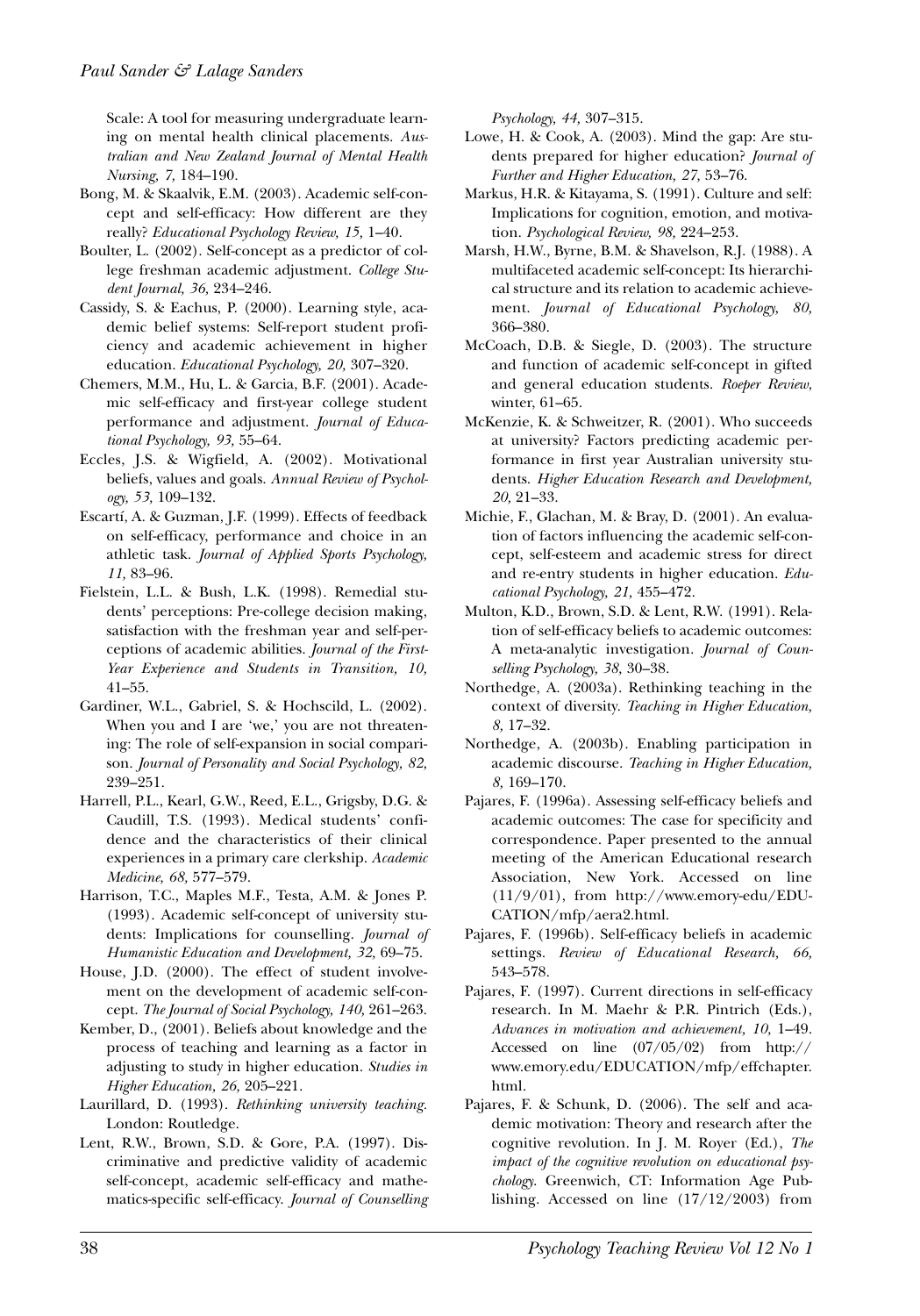Scale: A tool for measuring undergraduate learning on mental health clinical placements. *Australian and New Zealand Journal of Mental Health Nursing, 7,* 184–190.

Bong, M. & Skaalvik, E.M. (2003). Academic self-concept and self-efficacy: How different are they really? *Educational Psychology Review, 15,* 1–40.

Boulter, L. (2002). Self-concept as a predictor of college freshman academic adjustment. *College Student Journal, 36,* 234–246.

Cassidy, S. & Eachus, P. (2000). Learning style, academic belief systems: Self-report student proficiency and academic achievement in higher education. *Educational Psychology, 20,* 307–320.

Chemers, M.M., Hu, L. & Garcia, B.F. (2001). Academic self-efficacy and first-year college student performance and adjustment. *Journal of Educational Psychology, 93,* 55–64.

Eccles, J.S. & Wigfield, A. (2002). Motivational beliefs, values and goals. *Annual Review of Psychology, 53,* 109–132.

Escartí, A. & Guzman, J.F. (1999). Effects of feedback on self-efficacy, performance and choice in an athletic task. *Journal of Applied Sports Psychology, 11,* 83–96.

Fielstein, L.L. & Bush, L.K. (1998). Remedial students' perceptions: Pre-college decision making, satisfaction with the freshman year and self-perceptions of academic abilities. *Journal of the First-Year Experience and Students in Transition, 10,* 41–55.

Gardiner, W.L., Gabriel, S. & Hochscild, L. (2002). When you and I are 'we,' you are not threatening: The role of self-expansion in social comparison. *Journal of Personality and Social Psychology, 82,* 239–251.

Harrell, P.L., Kearl, G.W., Reed, E.L., Grigsby, D.G. & Caudill, T.S. (1993). Medical students' confidence and the characteristics of their clinical experiences in a primary care clerkship. *Academic Medicine, 68,* 577–579.

Harrison, T.C., Maples M.F., Testa, A.M. & Jones P. (1993). Academic self-concept of university students: Implications for counselling. *Journal of Humanistic Education and Development, 32,* 69–75.

House, J.D. (2000). The effect of student involvement on the development of academic self-concept. *The Journal of Social Psychology, 140,* 261–263.

Kember, D., (2001). Beliefs about knowledge and the process of teaching and learning as a factor in adjusting to study in higher education. *Studies in Higher Education, 26,* 205–221.

Laurillard, D. (1993). *Rethinking university teaching.* London: Routledge.

Lent, R.W., Brown, S.D. & Gore, P.A. (1997). Discriminative and predictive validity of academic self-concept, academic self-efficacy and mathematics-specific self-efficacy. *Journal of Counselling Psychology, 44,* 307–315.

Lowe, H. & Cook, A. (2003). Mind the gap: Are students prepared for higher education? *Journal of Further and Higher Education, 27,* 53–76.

Markus, H.R. & Kitayama, S. (1991). Culture and self: Implications for cognition, emotion, and motivation. *Psychological Review, 98,* 224–253.

Marsh, H.W., Byrne, B.M. & Shavelson, R.J. (1988). A multifaceted academic self-concept: Its hierarchical structure and its relation to academic achievement. *Journal of Educational Psychology, 80,* 366–380.

McCoach, D.B. & Siegle, D. (2003). The structure and function of academic self-concept in gifted and general education students. *Roeper Review,* winter, 61–65.

McKenzie, K. & Schweitzer, R. (2001). Who succeeds at university? Factors predicting academic performance in first year Australian university students. *Higher Education Research and Development, 20,* 21–33.

Michie, F., Glachan, M. & Bray, D. (2001). An evaluation of factors influencing the academic self-concept, self-esteem and academic stress for direct and re-entry students in higher education. *Educational Psychology, 21,* 455–472.

Multon, K.D., Brown, S.D. & Lent, R.W. (1991). Relation of self-efficacy beliefs to academic outcomes: A meta-analytic investigation. *Journal of Counselling Psychology, 38,* 30–38.

Northedge, A. (2003a). Rethinking teaching in the context of diversity. *Teaching in Higher Education, 8,* 17–32.

Northedge, A. (2003b). Enabling participation in academic discourse. *Teaching in Higher Education, 8,* 169–170.

Pajares, F. (1996a). Assessing self-efficacy beliefs and academic outcomes: The case for specificity and correspondence. Paper presented to the annual meeting of the American Educational research Association, New York. Accessed on line (11/9/01), from http://www.emory-edu/EDUCATION/mfp/aera2.html.

Pajares, F. (1996b). Self-efficacy beliefs in academic settings. *Review of Educational Research, 66,* 543–578.

Pajares, F. (1997). Current directions in self-efficacy research. In M. Maehr & P.R. Pintrich (Eds.), *Advances in motivation and achievement, 10,* 1–49. Accessed on line (07/05/02) from http://www.emory.edu/EDUCATION/mfp/effchapter.html.

Pajares, F. & Schunk, D. (2006). The self and academic motivation: Theory and research after the cognitive revolution. In J. M. Royer (Ed.), *The impact of the cognitive revolution on educational psychology.* Greenwich, CT: Information Age Publishing. Accessed on line (17/12/2003) from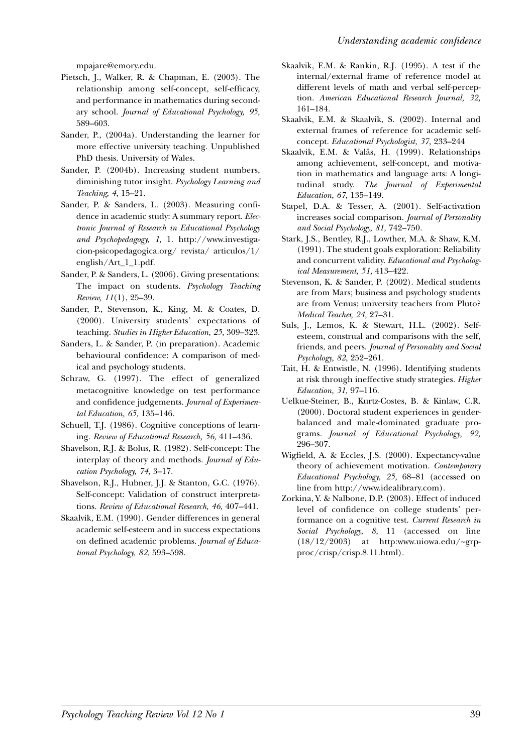mpajare@emory.edu.

Pietsch, J., Walker, R. & Chapman, E. (2003). The relationship among self-concept, self-efficacy, and performance in mathematics during secondary school. *Journal of Educational Psychology, 95,* 589–603.

Sander, P., (2004a). Understanding the learner for more effective university teaching. Unpublished PhD thesis. University of Wales.

Sander, P. (2004b). Increasing student numbers, diminishing tutor insight. *Psychology Learning and Teaching, 4,* 15–21.

Sander, P. & Sanders, L. (2003). Measuring confidence in academic study: A summary report. *Electronic Journal of Research in Educational Psychology and Psychopedagogy, 1,* 1. http://www.investigacion-psicopedagogica.org/ revista/ articulos/1/ english/Art_1_1.pdf.

Sander, P. & Sanders, L. (2006). Giving presentations: The impact on students. *Psychology Teaching Review, 11*(1), 25–39.

Sander, P., Stevenson, K., King, M. & Coates, D. (2000). University students' expectations of teaching. *Studies in Higher Education, 25,* 309–323.

Sanders, L. & Sander, P. (in preparation). Academic behavioural confidence: A comparison of medical and psychology students.

Schraw, G. (1997). The effect of generalized metacognitive knowledge on test performance and confidence judgements. *Journal of Experimental Education, 65,* 135–146.

Schuell, T.J. (1986). Cognitive conceptions of learning. *Review of Educational Research, 56,* 411–436.

Shavelson, R.J. & Bolus, R. (1982). Self-concept: The interplay of theory and methods. *Journal of Education Psychology, 74,* 3–17.

Shavelson, R.J., Hubner, J.J. & Stanton, G.C. (1976). Self-concept: Validation of construct interpretations. *Review of Educational Research, 46,* 407–441.

Skaalvik, E.M. (1990). Gender differences in general academic self-esteem and in success expectations on defined academic problems. *Journal of Educational Psychology, 82,* 593–598.

Skaalvik, E.M. & Rankin, R.J. (1995). A test if the internal/external frame of reference model at different levels of math and verbal self-perception. *American Educational Research Journal, 32,* 161–184.

Skaalvik, E.M. & Skaalvik, S. (2002). Internal and external frames of reference for academic self-concept. *Educational Psychologist, 37,* 233–244

Skaalvik, E.M. & Valås, H. (1999). Relationships among achievement, self-concept, and motivation in mathematics and language arts: A longitudinal study. *The Journal of Experimental Education, 67,* 135–149.

Stapel, D.A. & Tesser, A. (2001). Self-activation increases social comparison. *Journal of Personality and Social Psychology, 81,* 742–750.

Stark, J.S., Bentley, R.J., Lowther, M.A. & Shaw, K.M. (1991). The student goals exploration: Reliability and concurrent validity. *Educational and Psychological Measurement, 51,* 413–422.

Stevenson, K. & Sander, P. (2002). Medical students are from Mars; business and psychology students are from Venus; university teachers from Pluto? *Medical Teacher, 24,* 27–31.

Suls, J., Lemos, K. & Stewart, H.L. (2002). Self-esteem, construal and comparisons with the self, friends, and peers. *Journal of Personality and Social Psychology, 82,* 252–261.

Tait, H. & Entwistle, N. (1996). Identifying students at risk through ineffective study strategies. *Higher Education, 31,* 97–116.

Uelkue-Steiner, B., Kurtz-Costes, B. & Kinlaw, C.R. (2000). Doctoral student experiences in gender-balanced and male-dominated graduate programs. *Journal of Educational Psychology, 92,* 296–307.

Wigfield, A. & Eccles, J.S. (2000). Expectancy-value theory of achievement motivation. *Contemporary Educational Psychology, 25,* 68–81 (accessed on line from http://www.idealibrary.com).

Zorkina, Y. & Nalbone, D.P. (2003). Effect of induced level of confidence on college students' performance on a cognitive test. *Current Research in Social Psychology, 8,* 11 (accessed on line (18/12/2003) at http:www.uiowa.edu/~grpproc/crisp/crisp.8.11.html).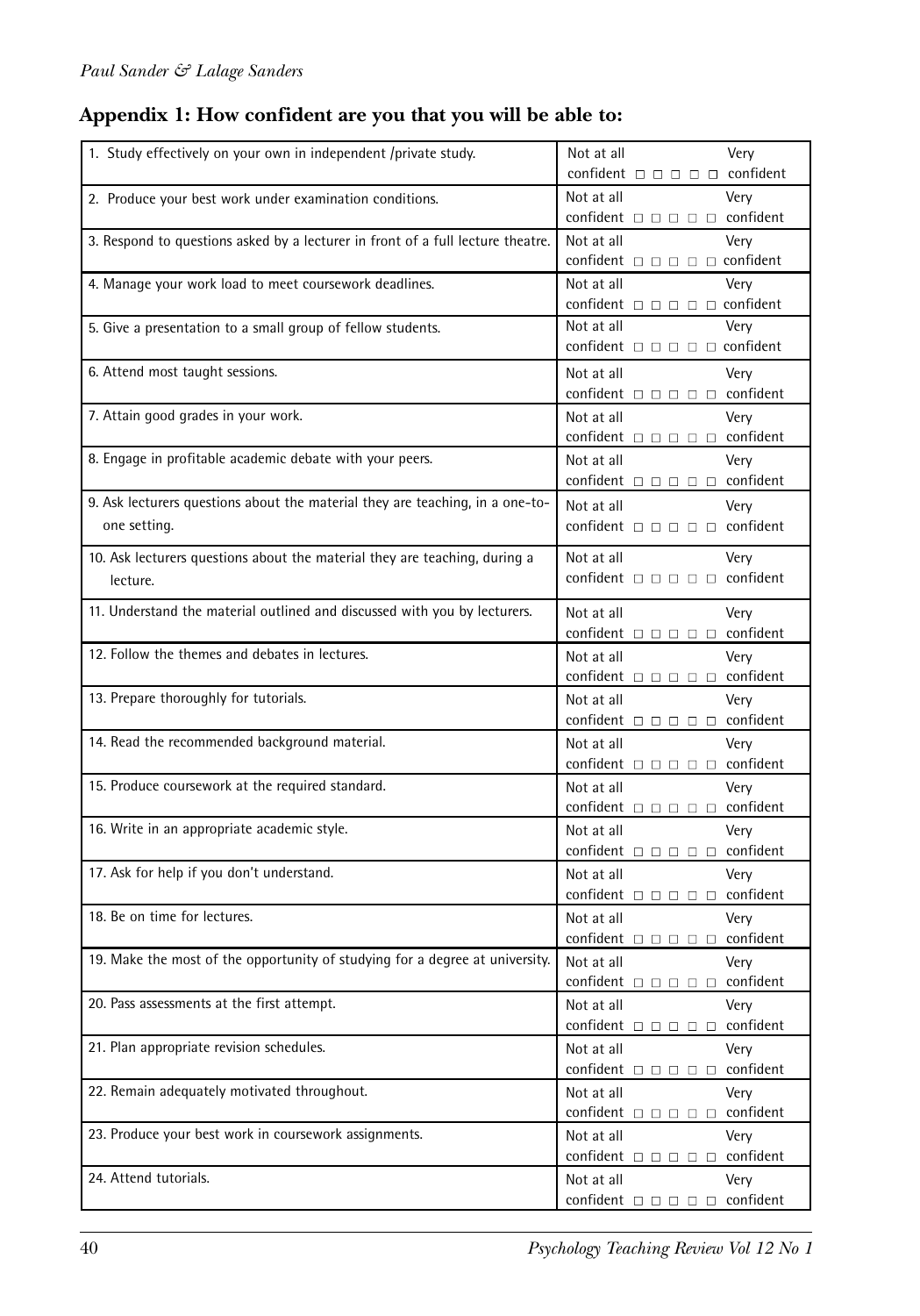## Appendix 1: How confident are you that you will be able to:

| Item | Rating |
|---|---|
| 1. Study effectively on your own in independent /private study. | Not at all confident □ □ □ □ □ Very confident |
| 2. Produce your best work under examination conditions. | Not at all confident □ □ □ □ □ Very confident |
| 3. Respond to questions asked by a lecturer in front of a full lecture theatre. | Not at all confident □ □ □ □ □ Very confident |
| 4. Manage your work load to meet coursework deadlines. | Not at all confident □ □ □ □ □ Very confident |
| 5. Give a presentation to a small group of fellow students. | Not at all confident □ □ □ □ □ Very confident |
| 6. Attend most taught sessions. | Not at all confident □ □ □ □ □ Very confident |
| 7. Attain good grades in your work. | Not at all confident □ □ □ □ □ Very confident |
| 8. Engage in profitable academic debate with your peers. | Not at all confident □ □ □ □ □ Very confident |
| 9. Ask lecturers questions about the material they are teaching, in a one-to-one setting. | Not at all confident □ □ □ □ □ Very confident |
| 10. Ask lecturers questions about the material they are teaching, during a lecture. | Not at all confident □ □ □ □ □ Very confident |
| 11. Understand the material outlined and discussed with you by lecturers. | Not at all confident □ □ □ □ □ Very confident |
| 12. Follow the themes and debates in lectures. | Not at all confident □ □ □ □ □ Very confident |
| 13. Prepare thoroughly for tutorials. | Not at all confident □ □ □ □ □ Very confident |
| 14. Read the recommended background material. | Not at all confident □ □ □ □ □ Very confident |
| 15. Produce coursework at the required standard. | Not at all confident □ □ □ □ □ Very confident |
| 16. Write in an appropriate academic style. | Not at all confident □ □ □ □ □ Very confident |
| 17. Ask for help if you don't understand. | Not at all confident □ □ □ □ □ Very confident |
| 18. Be on time for lectures. | Not at all confident □ □ □ □ □ Very confident |
| 19. Make the most of the opportunity of studying for a degree at university. | Not at all confident □ □ □ □ □ Very confident |
| 20. Pass assessments at the first attempt. | Not at all confident □ □ □ □ □ Very confident |
| 21. Plan appropriate revision schedules. | Not at all confident □ □ □ □ □ Very confident |
| 22. Remain adequately motivated throughout. | Not at all confident □ □ □ □ □ Very confident |
| 23. Produce your best work in coursework assignments. | Not at all confident □ □ □ □ □ Very confident |
| 24. Attend tutorials. | Not at all confident □ □ □ □ □ Very confident |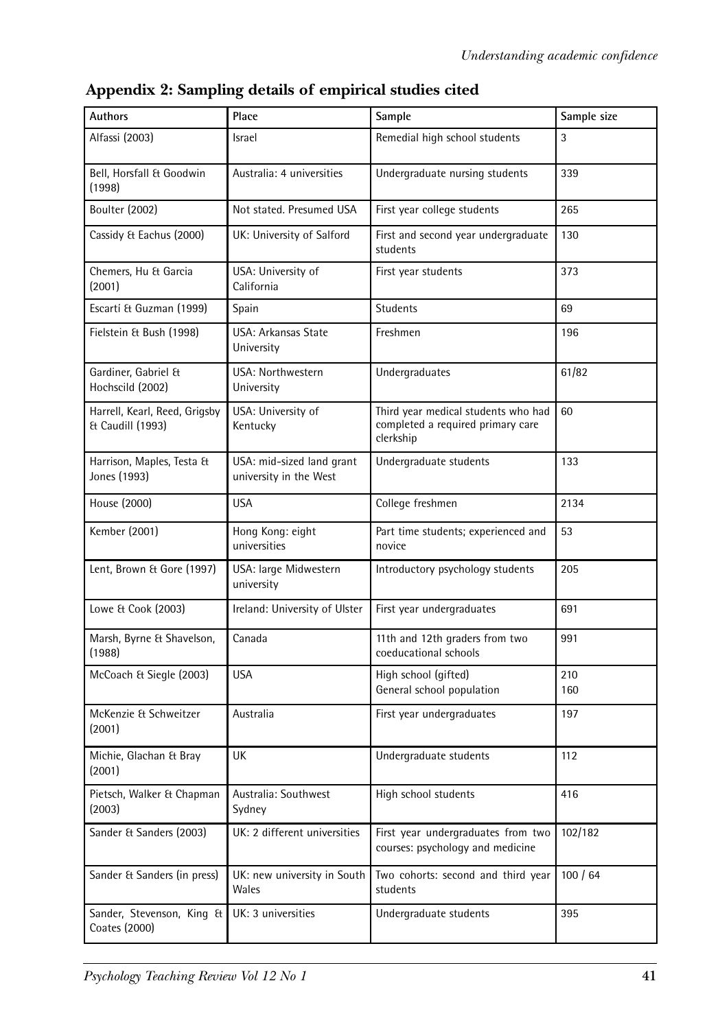## Appendix 2: Sampling details of empirical studies cited

| Authors | Place | Sample | Sample size |
|---|---|---|---|
| Alfassi (2003) | Israel | Remedial high school students | 3 |
| Bell, Horsfall & Goodwin (1998) | Australia: 4 universities | Undergraduate nursing students | 339 |
| Boulter (2002) | Not stated. Presumed USA | First year college students | 265 |
| Cassidy & Eachus (2000) | UK: University of Salford | First and second year undergraduate students | 130 |
| Chemers, Hu & Garcia (2001) | USA: University of California | First year students | 373 |
| Escartí & Guzman (1999) | Spain | Students | 69 |
| Fielstein & Bush (1998) | USA: Arkansas State University | Freshmen | 196 |
| Gardiner, Gabriel & Hochscild (2002) | USA: Northwestern University | Undergraduates | 61/82 |
| Harrell, Kearl, Reed, Grigsby & Caudill (1993) | USA: University of Kentucky | Third year medical students who had completed a required primary care clerkship | 60 |
| Harrison, Maples, Testa & Jones (1993) | USA: mid-sized land grant university in the West | Undergraduate students | 133 |
| House (2000) | USA | College freshmen | 2134 |
| Kember (2001) | Hong Kong: eight universities | Part time students; experienced and novice | 53 |
| Lent, Brown & Gore (1997) | USA: large Midwestern university | Introductory psychology students | 205 |
| Lowe & Cook (2003) | Ireland: University of Ulster | First year undergraduates | 691 |
| Marsh, Byrne & Shavelson, (1988) | Canada | 11th and 12th graders from two coeducational schools | 991 |
| McCoach & Siegle (2003) | USA | High school (gifted)<br>General school population | 210<br>160 |
| McKenzie & Schweitzer (2001) | Australia | First year undergraduates | 197 |
| Michie, Glachan & Bray (2001) | UK | Undergraduate students | 112 |
| Pietsch, Walker & Chapman (2003) | Australia: Southwest Sydney | High school students | 416 |
| Sander & Sanders (2003) | UK: 2 different universities | First year undergraduates from two courses: psychology and medicine | 102/182 |
| Sander & Sanders (in press) | UK: new university in South Wales | Two cohorts: second and third year students | 100 / 64 |
| Sander, Stevenson, King & Coates (2000) | UK: 3 universities | Undergraduate students | 395 |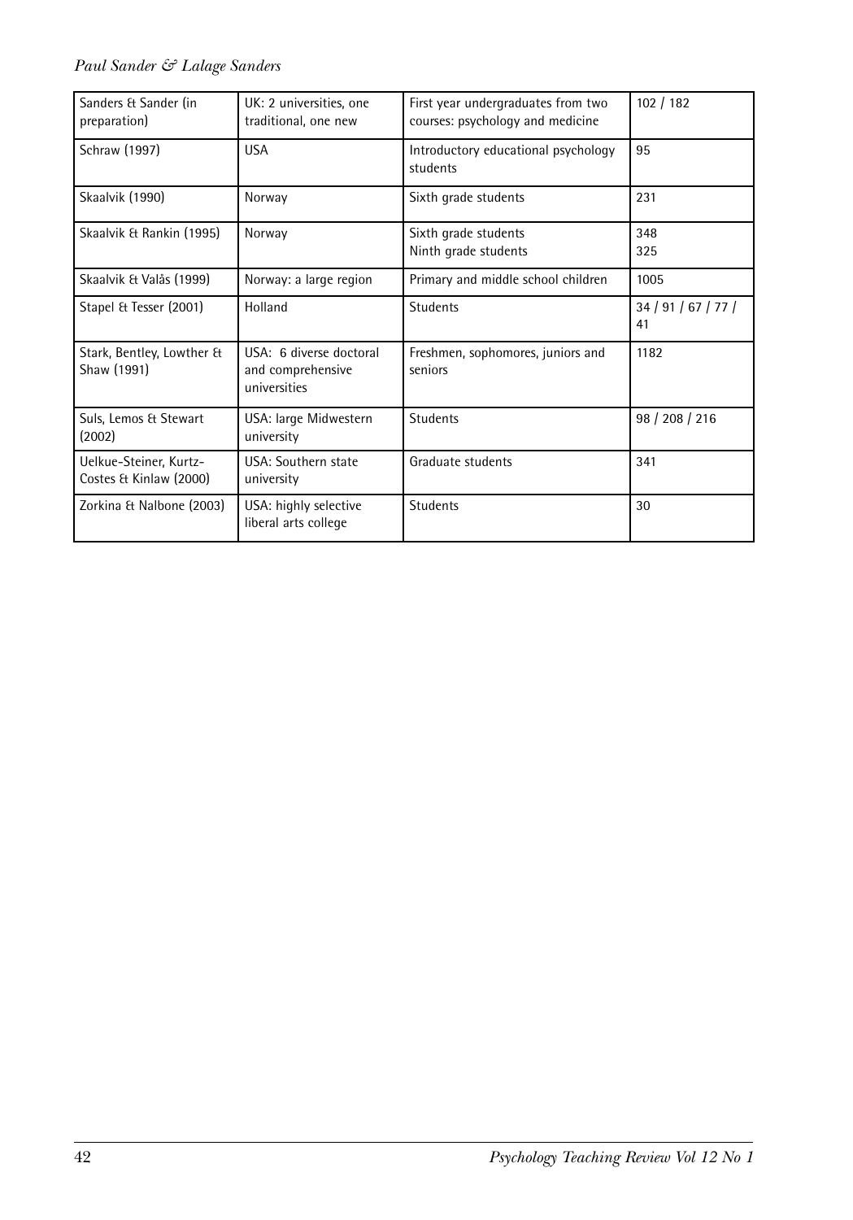| | | | |
|---|---|---|---|
| Sanders & Sander (in preparation) | UK: 2 universities, one traditional, one new | First year undergraduates from two courses: psychology and medicine | 102 / 182 |
| Schraw (1997) | USA | Introductory educational psychology students | 95 |
| Skaalvik (1990) | Norway | Sixth grade students | 231 |
| Skaalvik & Rankin (1995) | Norway | Sixth grade students<br>Ninth grade students | 348<br>325 |
| Skaalvik & Valås (1999) | Norway: a large region | Primary and middle school children | 1005 |
| Stapel & Tesser (2001) | Holland | Students | 34 / 91 / 67 / 77 / 41 |
| Stark, Bentley, Lowther & Shaw (1991) | USA: 6 diverse doctoral and comprehensive universities | Freshmen, sophomores, juniors and seniors | 1182 |
| Suls, Lemos & Stewart (2002) | USA: large Midwestern university | Students | 98 / 208 / 216 |
| Uelkue-Steiner, Kurtz-Costes & Kinlaw (2000) | USA: Southern state university | Graduate students | 341 |
| Zorkina & Nalbone (2003) | USA: highly selective liberal arts college | Students | 30 |